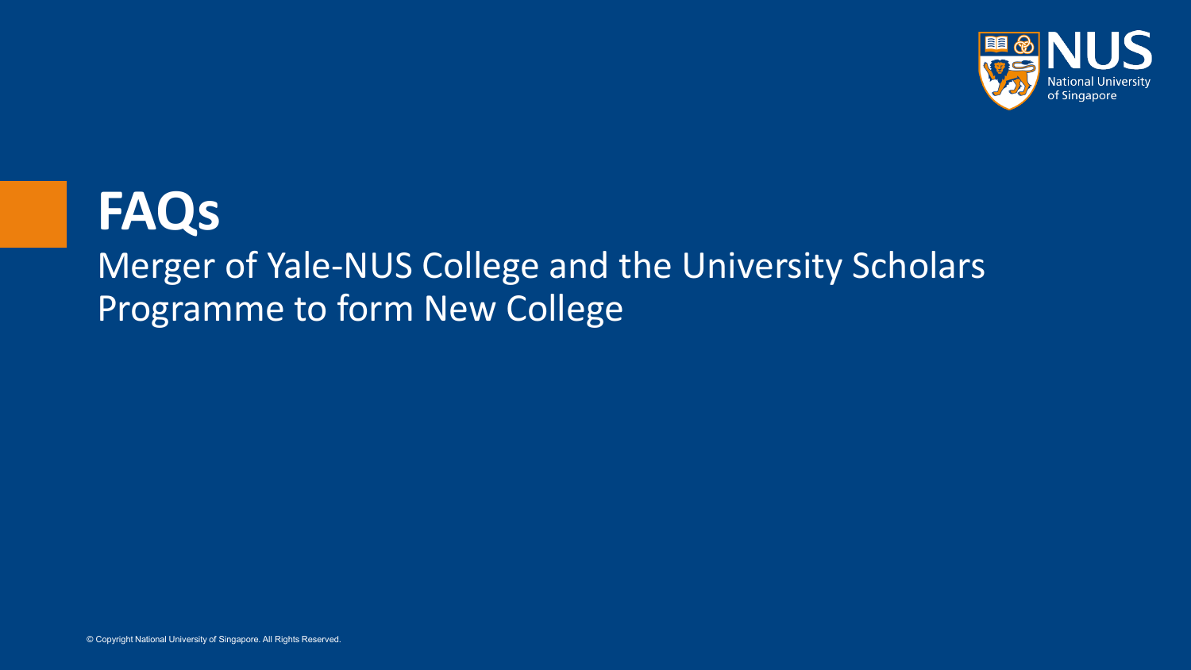# FAQs

## Merger of Yale-NUS College and the University Scholars Programme to form New College

© Copyright National University of Singapore. All Rights Reserved.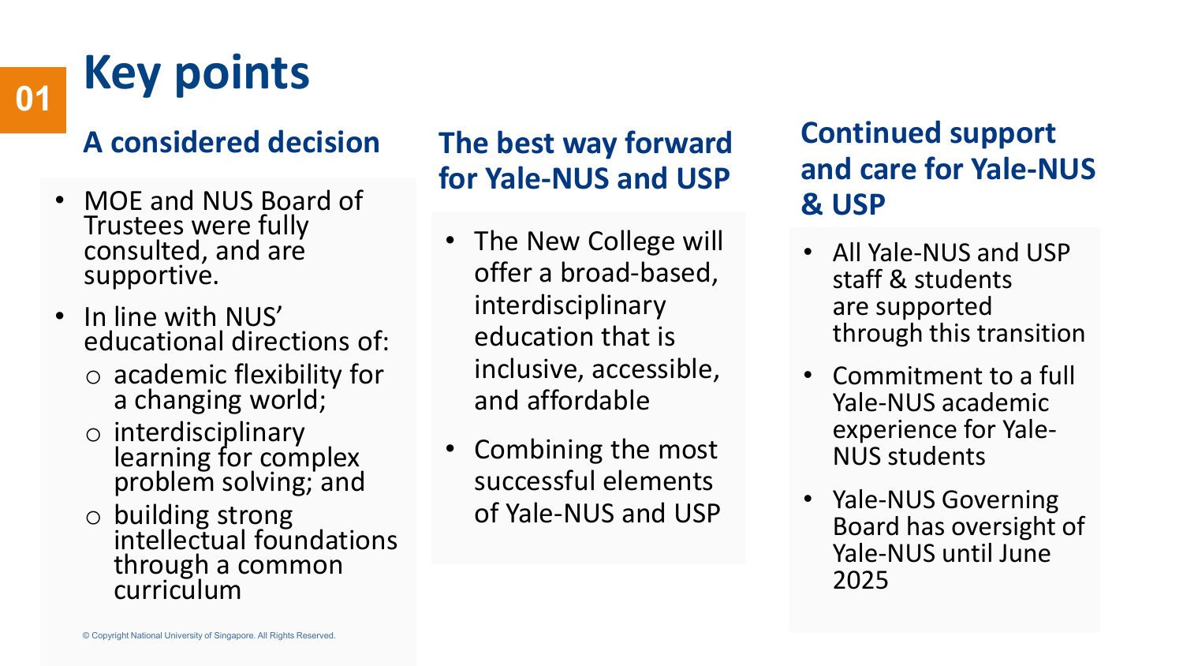# 01 Key points

## A considered decision

- MOE and NUS Board of Trustees were fully consulted, and are supportive.
- In line with NUS' educational directions of:
  - academic flexibility for a changing world;
  - interdisciplinary learning for complex problem solving; and
  - building strong intellectual foundations through a common curriculum

## The best way forward for Yale-NUS and USP

- The New College will offer a broad-based, interdisciplinary education that is inclusive, accessible, and affordable
- Combining the most successful elements of Yale-NUS and USP

## Continued support and care for Yale-NUS & USP

- All Yale-NUS and USP staff & students are supported through this transition
- Commitment to a full Yale-NUS academic experience for Yale-NUS students
- Yale-NUS Governing Board has oversight of Yale-NUS until June 2025

© Copyright National University of Singapore. All Rights Reserved.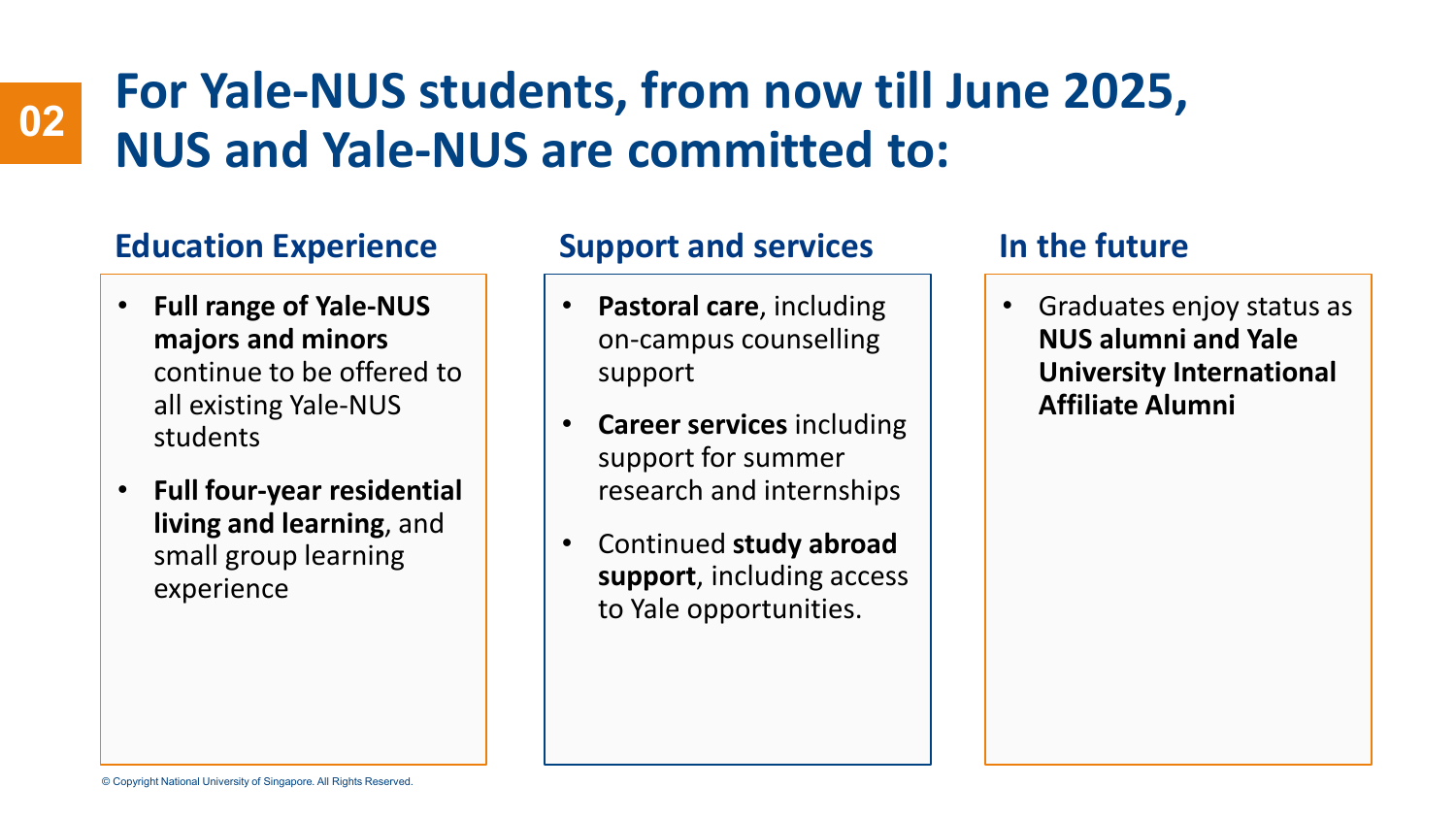# 02 For Yale-NUS students, from now till June 2025, NUS and Yale-NUS are committed to:

## Education Experience

- **Full range of Yale-NUS majors and minors** continue to be offered to all existing Yale-NUS students
- **Full four-year residential living and learning**, and small group learning experience

## Support and services

- **Pastoral care**, including on-campus counselling support
- **Career services** including support for summer research and internships
- Continued **study abroad support**, including access to Yale opportunities.

## In the future

- Graduates enjoy status as **NUS alumni and Yale University International Affiliate Alumni**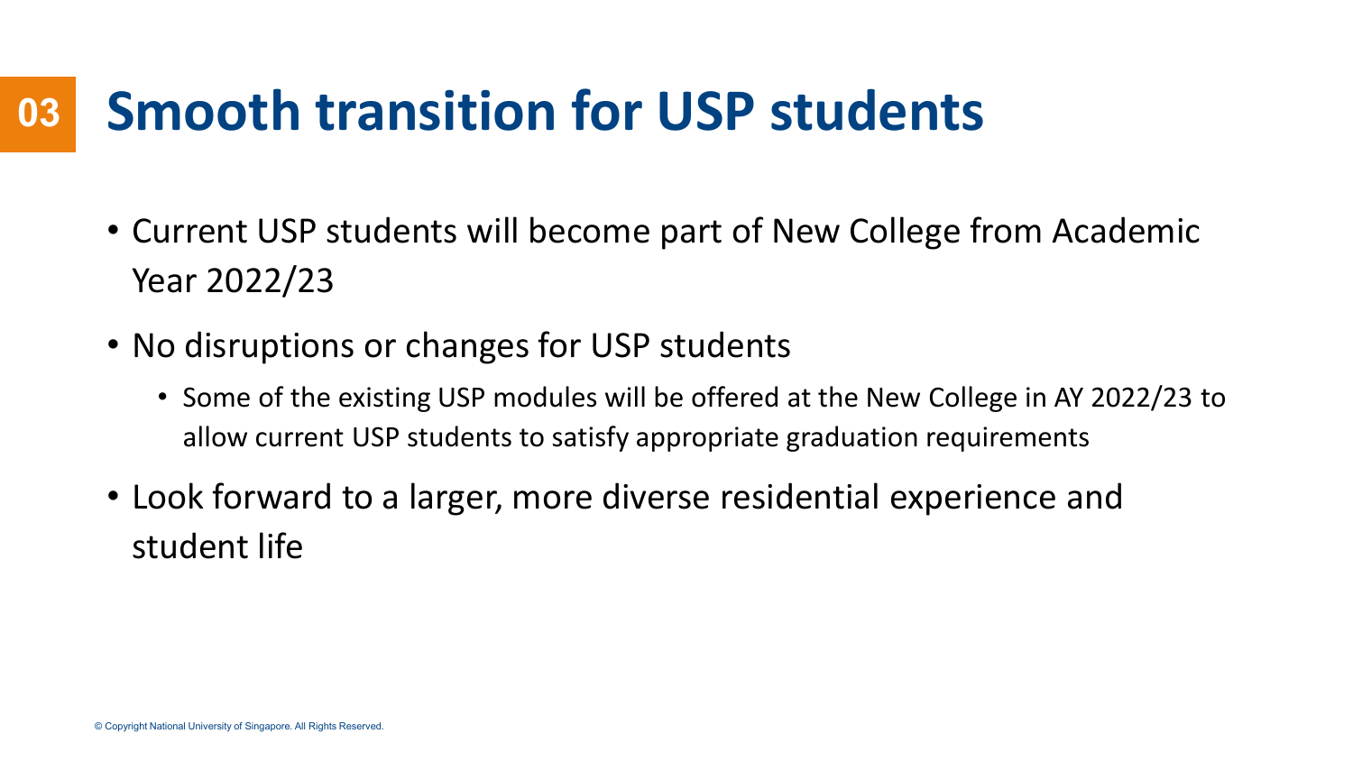# 03 Smooth transition for USP students

- Current USP students will become part of New College from Academic Year 2022/23
- No disruptions or changes for USP students
  - Some of the existing USP modules will be offered at the New College in AY 2022/23 to allow current USP students to satisfy appropriate graduation requirements
- Look forward to a larger, more diverse residential experience and student life

© Copyright National University of Singapore. All Rights Reserved.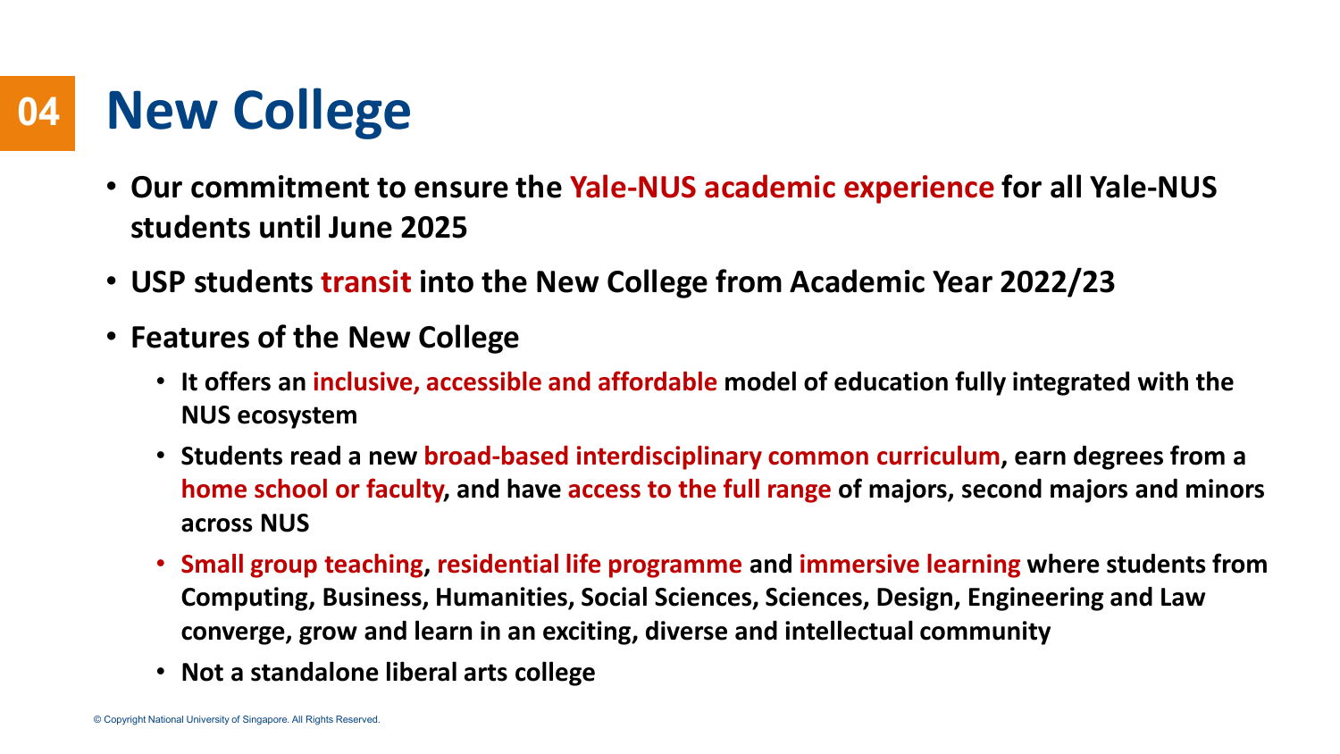# 04 New College

- **Our commitment to ensure the Yale-NUS academic experience for all Yale-NUS students until June 2025**
- **USP students transit into the New College from Academic Year 2022/23**
- **Features of the New College**
  - **It offers an inclusive, accessible and affordable model of education fully integrated with the NUS ecosystem**
  - **Students read a new broad-based interdisciplinary common curriculum, earn degrees from a home school or faculty, and have access to the full range of majors, second majors and minors across NUS**
  - **Small group teaching, residential life programme and immersive learning where students from Computing, Business, Humanities, Social Sciences, Sciences, Design, Engineering and Law converge, grow and learn in an exciting, diverse and intellectual community**
  - **Not a standalone liberal arts college**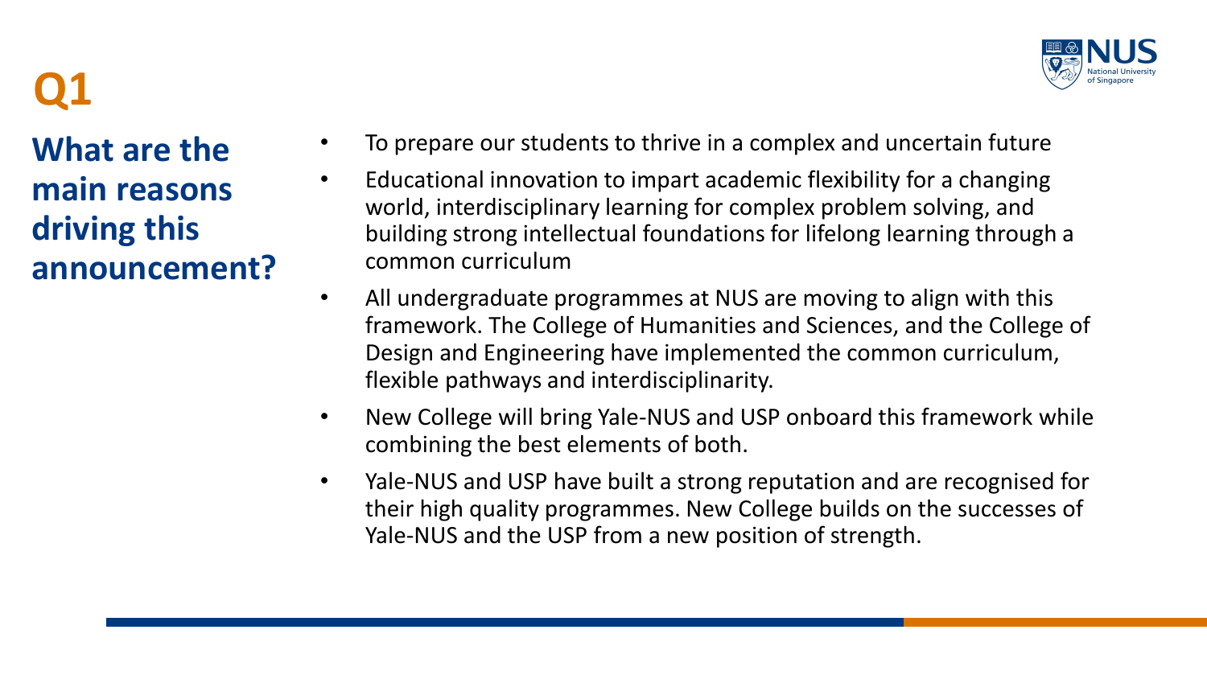# Q1

## What are the main reasons driving this announcement?

- To prepare our students to thrive in a complex and uncertain future
- Educational innovation to impart academic flexibility for a changing world, interdisciplinary learning for complex problem solving, and building strong intellectual foundations for lifelong learning through a common curriculum
- All undergraduate programmes at NUS are moving to align with this framework. The College of Humanities and Sciences, and the College of Design and Engineering have implemented the common curriculum, flexible pathways and interdisciplinarity.
- New College will bring Yale-NUS and USP onboard this framework while combining the best elements of both.
- Yale-NUS and USP have built a strong reputation and are recognised for their high quality programmes. New College builds on the successes of Yale-NUS and the USP from a new position of strength.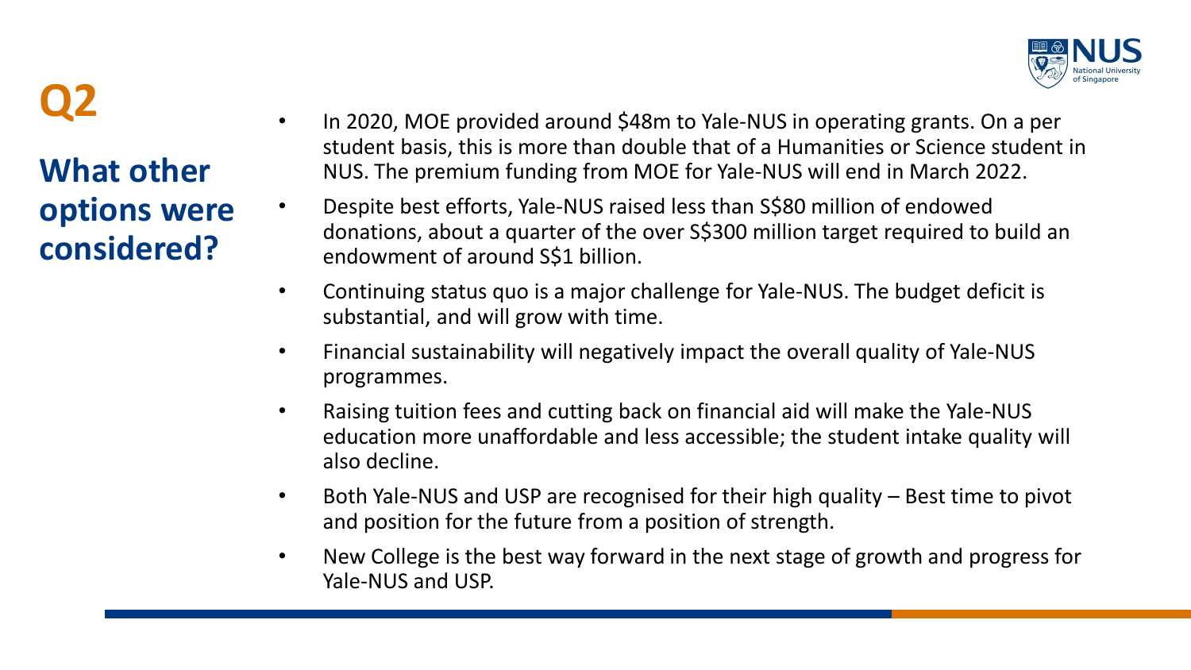# Q2

## What other options were considered?

- In 2020, MOE provided around $48m to Yale-NUS in operating grants. On a per student basis, this is more than double that of a Humanities or Science student in NUS. The premium funding from MOE for Yale-NUS will end in March 2022.
- Despite best efforts, Yale-NUS raised less than S$80 million of endowed donations, about a quarter of the over S$300 million target required to build an endowment of around S$1 billion.
- Continuing status quo is a major challenge for Yale-NUS. The budget deficit is substantial, and will grow with time.
- Financial sustainability will negatively impact the overall quality of Yale-NUS programmes.
- Raising tuition fees and cutting back on financial aid will make the Yale-NUS education more unaffordable and less accessible; the student intake quality will also decline.
- Both Yale-NUS and USP are recognised for their high quality – Best time to pivot and position for the future from a position of strength.
- New College is the best way forward in the next stage of growth and progress for Yale-NUS and USP.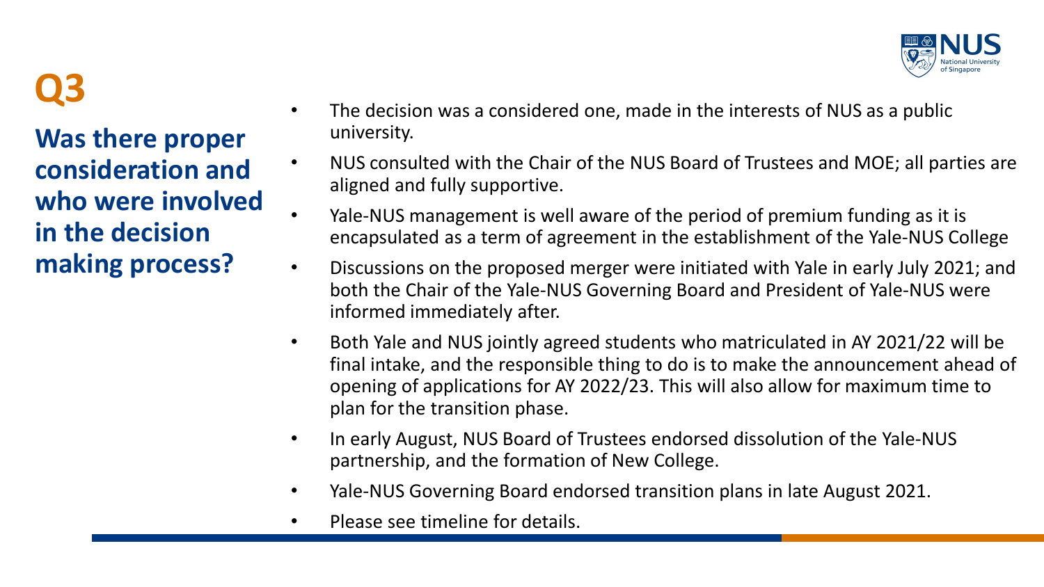# Q3

## Was there proper consideration and who were involved in the decision making process?

- The decision was a considered one, made in the interests of NUS as a public university.
- NUS consulted with the Chair of the NUS Board of Trustees and MOE; all parties are aligned and fully supportive.
- Yale-NUS management is well aware of the period of premium funding as it is encapsulated as a term of agreement in the establishment of the Yale-NUS College
- Discussions on the proposed merger were initiated with Yale in early July 2021; and both the Chair of the Yale-NUS Governing Board and President of Yale-NUS were informed immediately after.
- Both Yale and NUS jointly agreed students who matriculated in AY 2021/22 will be final intake, and the responsible thing to do is to make the announcement ahead of opening of applications for AY 2022/23. This will also allow for maximum time to plan for the transition phase.
- In early August, NUS Board of Trustees endorsed dissolution of the Yale-NUS partnership, and the formation of New College.
- Yale-NUS Governing Board endorsed transition plans in late August 2021.
- Please see timeline for details.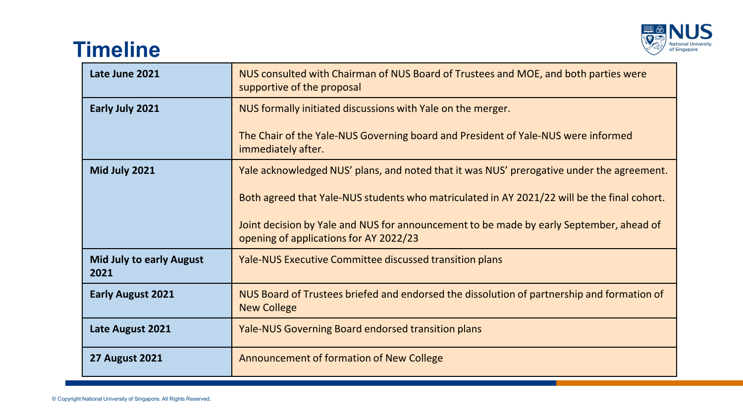# Timeline

| | |
|---|---|
| **Late June 2021** | NUS consulted with Chairman of NUS Board of Trustees and MOE, and both parties were supportive of the proposal |
| **Early July 2021** | NUS formally initiated discussions with Yale on the merger.<br><br>The Chair of the Yale-NUS Governing board and President of Yale-NUS were informed immediately after. |
| **Mid July 2021** | Yale acknowledged NUS' plans, and noted that it was NUS' prerogative under the agreement.<br><br>Both agreed that Yale-NUS students who matriculated in AY 2021/22 will be the final cohort.<br><br>Joint decision by Yale and NUS for announcement to be made by early September, ahead of opening of applications for AY 2022/23 |
| **Mid July to early August 2021** | Yale-NUS Executive Committee discussed transition plans |
| **Early August 2021** | NUS Board of Trustees briefed and endorsed the dissolution of partnership and formation of New College |
| **Late August 2021** | Yale-NUS Governing Board endorsed transition plans |
| **27 August 2021** | Announcement of formation of New College |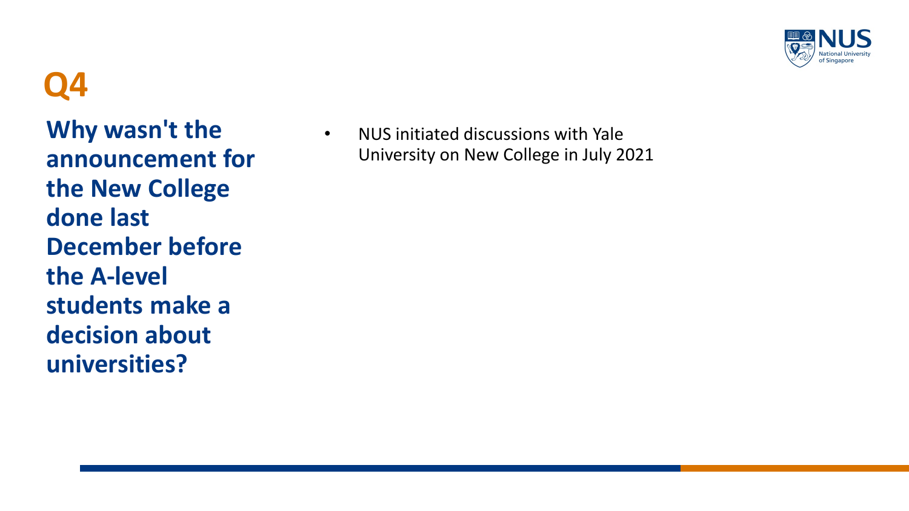## Q4

**Why wasn't the announcement for the New College done last December before the A-level students make a decision about universities?**

- NUS initiated discussions with Yale University on New College in July 2021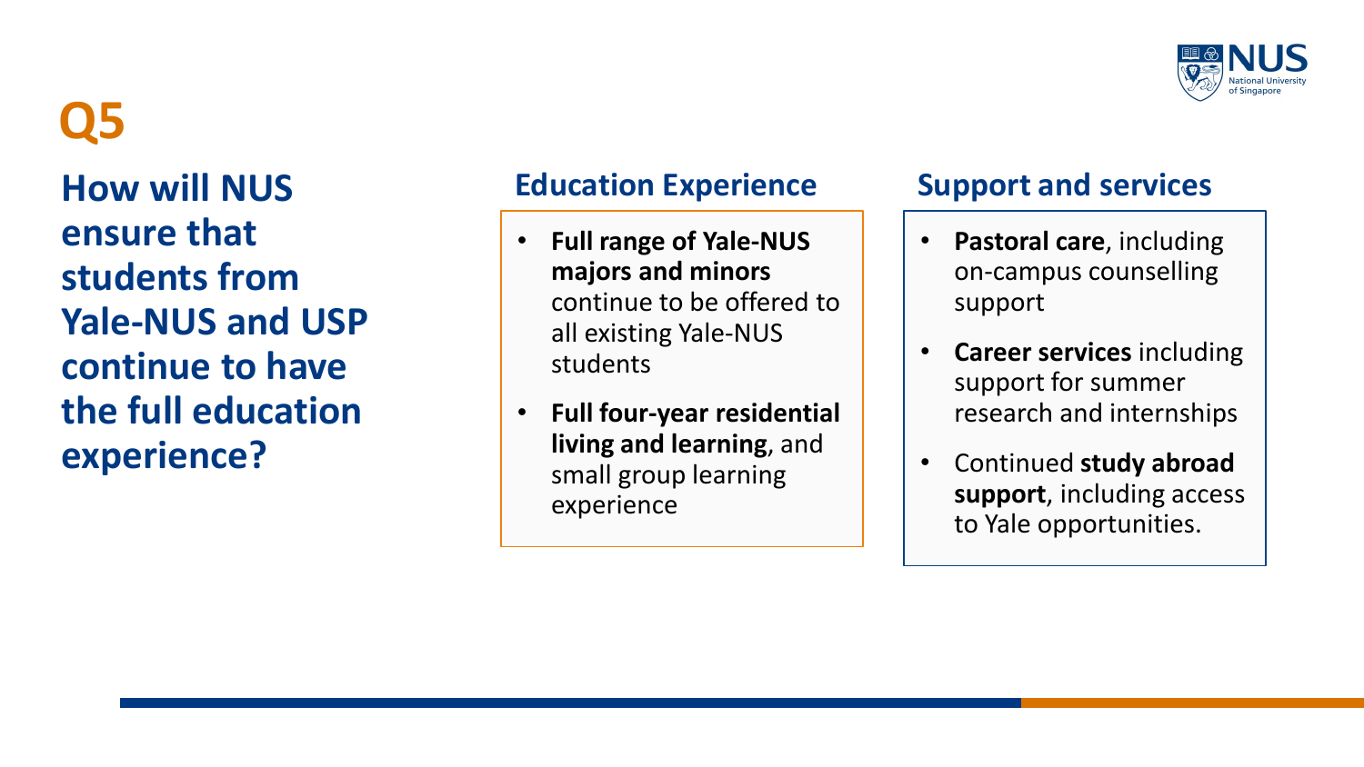# Q5

## How will NUS ensure that students from Yale-NUS and USP continue to have the full education experience?

### Education Experience

- **Full range of Yale-NUS majors and minors** continue to be offered to all existing Yale-NUS students
- **Full four-year residential living and learning**, and small group learning experience

### Support and services

- **Pastoral care**, including on-campus counselling support
- **Career services** including support for summer research and internships
- Continued **study abroad support**, including access to Yale opportunities.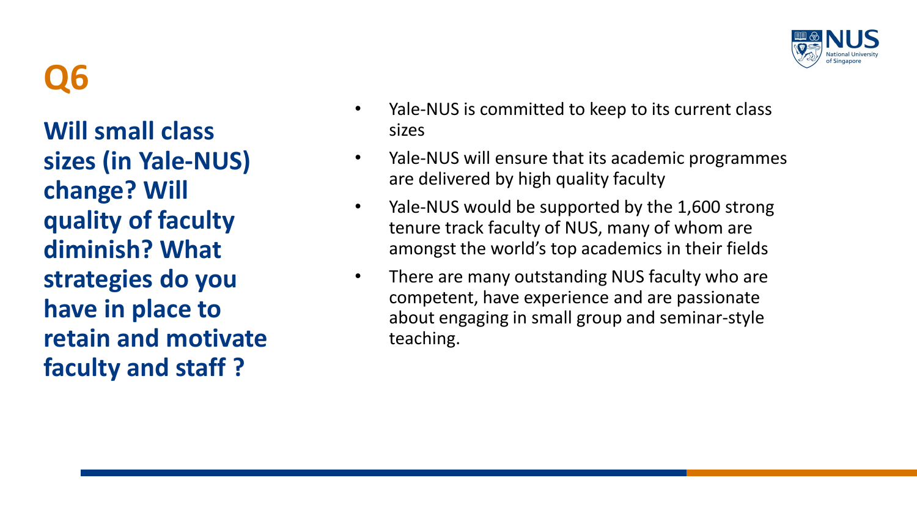# Q6

**Will small class sizes (in Yale-NUS) change? Will quality of faculty diminish? What strategies do you have in place to retain and motivate faculty and staff ?**

- Yale-NUS is committed to keep to its current class sizes
- Yale-NUS will ensure that its academic programmes are delivered by high quality faculty
- Yale-NUS would be supported by the 1,600 strong tenure track faculty of NUS, many of whom are amongst the world's top academics in their fields
- There are many outstanding NUS faculty who are competent, have experience and are passionate about engaging in small group and seminar-style teaching.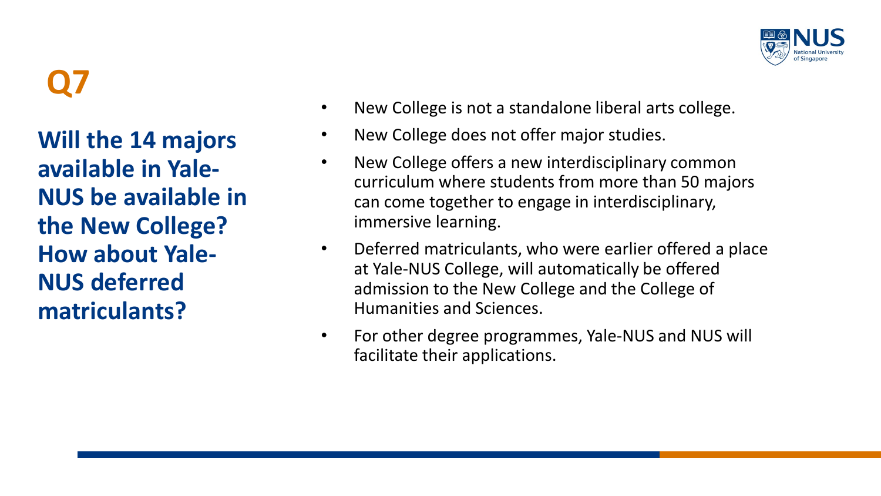# Q7

**Will the 14 majors available in Yale-NUS be available in the New College? How about Yale-NUS deferred matriculants?**

- New College is not a standalone liberal arts college.
- New College does not offer major studies.
- New College offers a new interdisciplinary common curriculum where students from more than 50 majors can come together to engage in interdisciplinary, immersive learning.
- Deferred matriculants, who were earlier offered a place at Yale-NUS College, will automatically be offered admission to the New College and the College of Humanities and Sciences.
- For other degree programmes, Yale-NUS and NUS will facilitate their applications.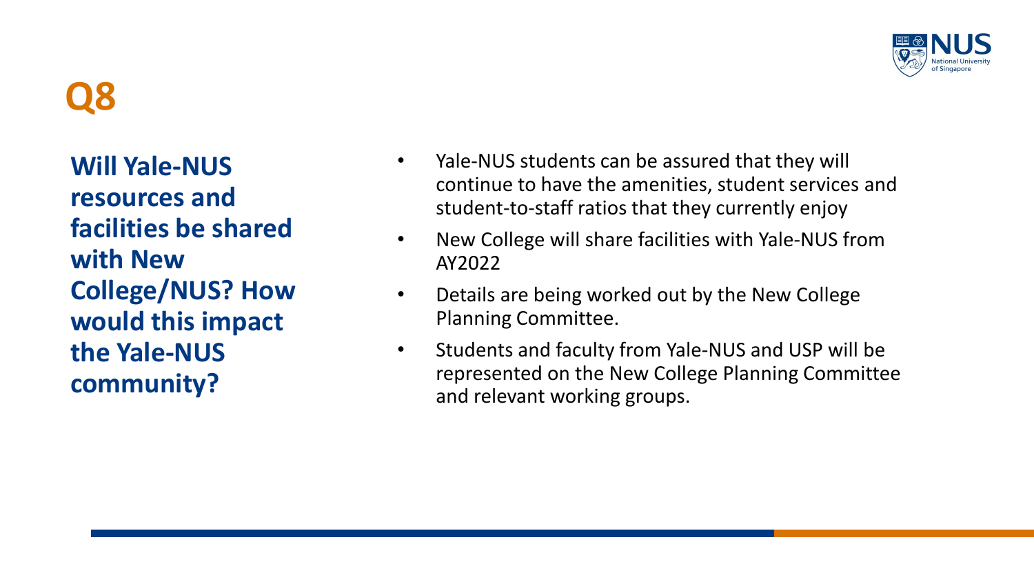# Q8

**Will Yale-NUS resources and facilities be shared with New College/NUS? How would this impact the Yale-NUS community?**

- Yale-NUS students can be assured that they will continue to have the amenities, student services and student-to-staff ratios that they currently enjoy
- New College will share facilities with Yale-NUS from AY2022
- Details are being worked out by the New College Planning Committee.
- Students and faculty from Yale-NUS and USP will be represented on the New College Planning Committee and relevant working groups.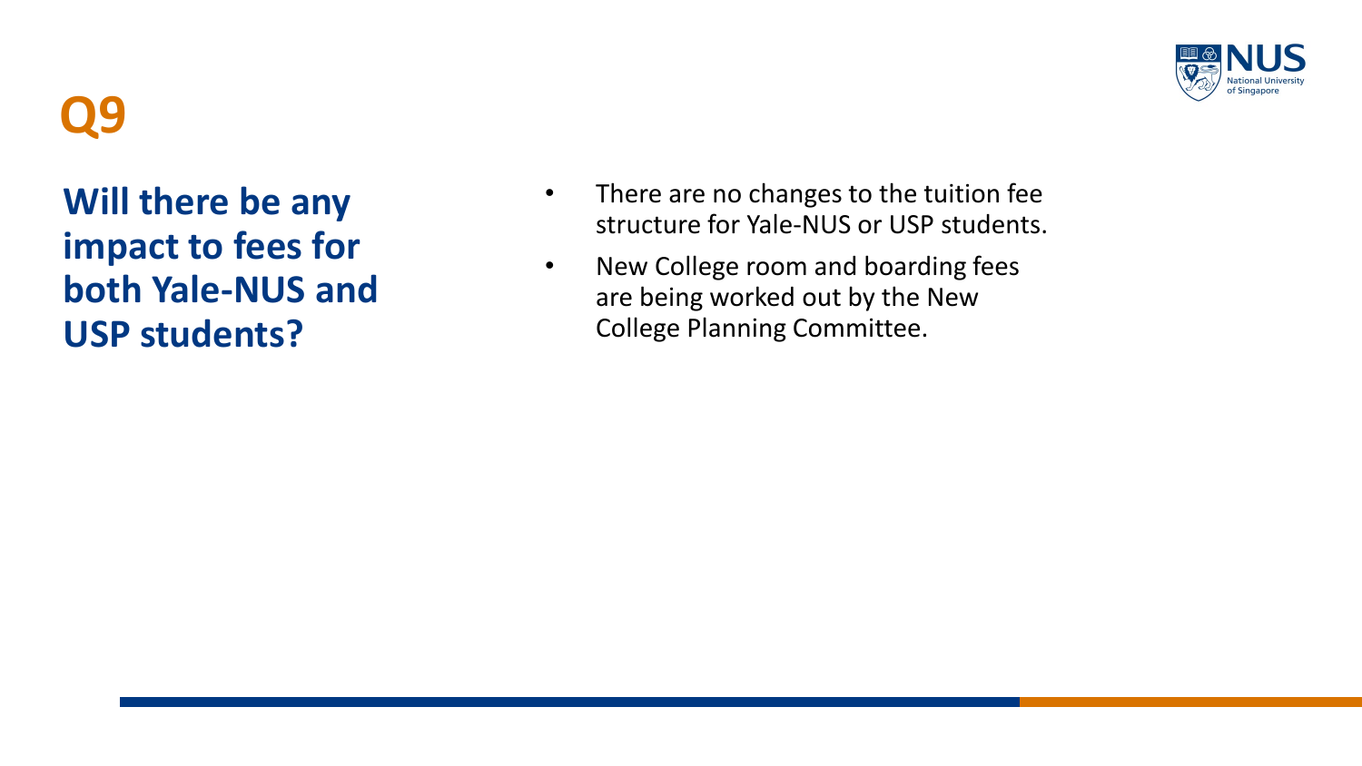# Q9

## Will there be any impact to fees for both Yale-NUS and USP students?

- There are no changes to the tuition fee structure for Yale-NUS or USP students.
- New College room and boarding fees are being worked out by the New College Planning Committee.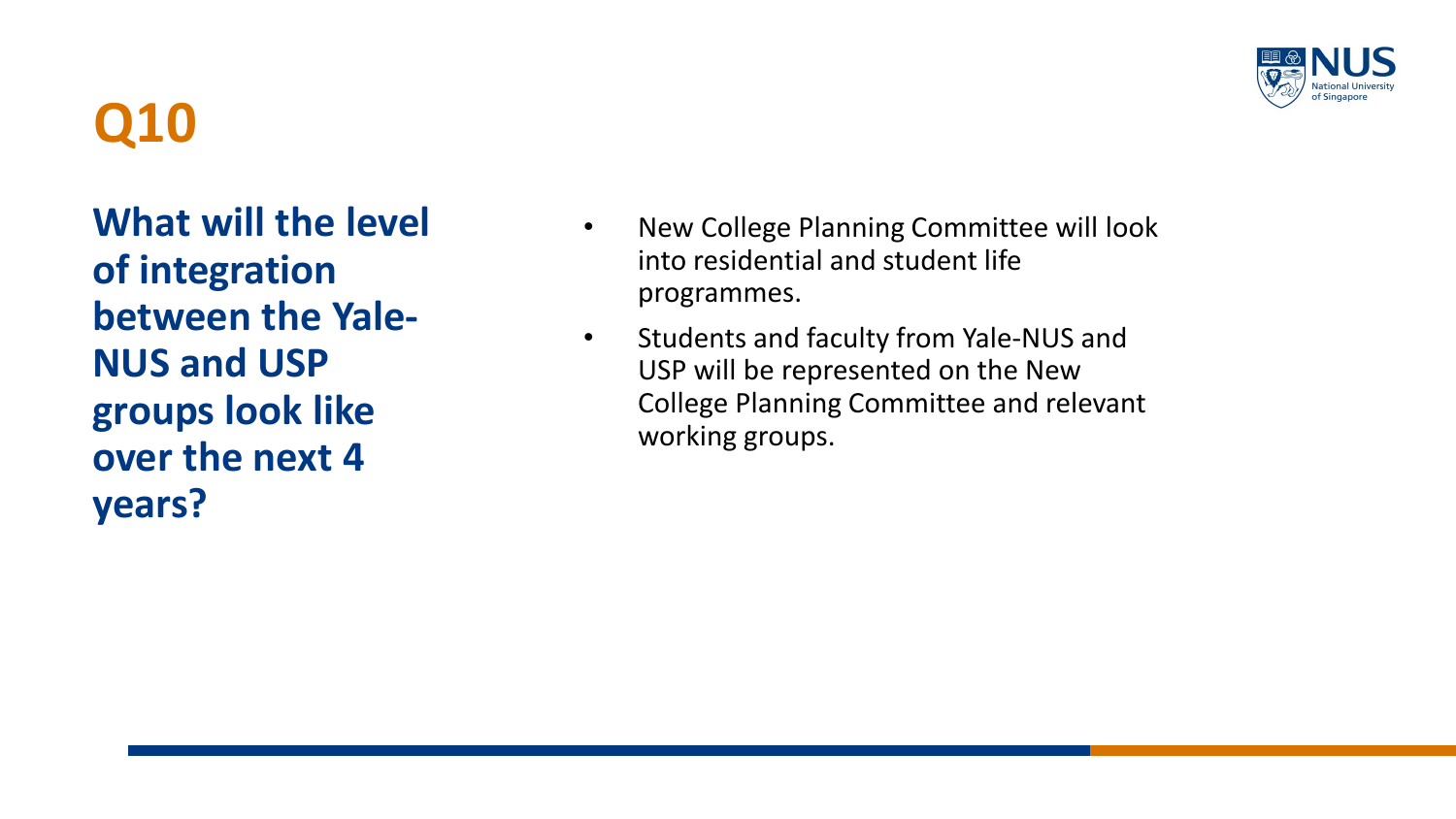# Q10

**What will the level of integration between the Yale-NUS and USP groups look like over the next 4 years?**

- New College Planning Committee will look into residential and student life programmes.
- Students and faculty from Yale-NUS and USP will be represented on the New College Planning Committee and relevant working groups.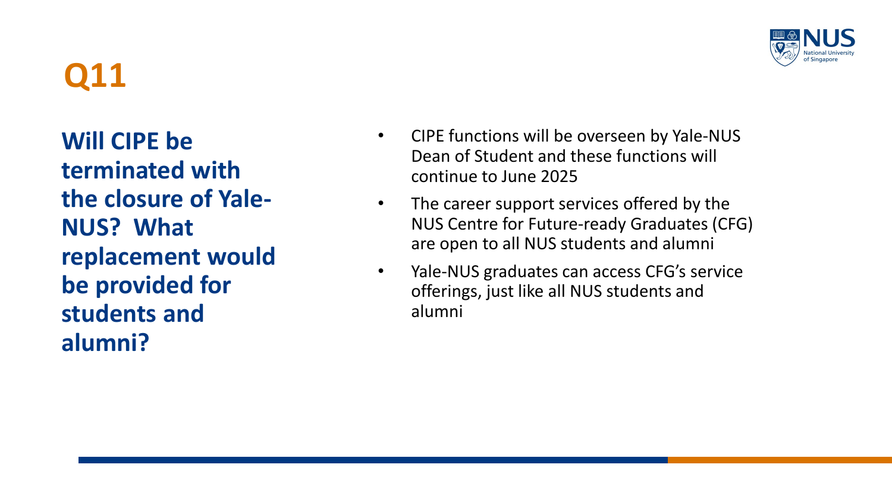# Q11

**Will CIPE be terminated with the closure of Yale-NUS? What replacement would be provided for students and alumni?**

- CIPE functions will be overseen by Yale-NUS Dean of Student and these functions will continue to June 2025
- The career support services offered by the NUS Centre for Future-ready Graduates (CFG) are open to all NUS students and alumni
- Yale-NUS graduates can access CFG's service offerings, just like all NUS students and alumni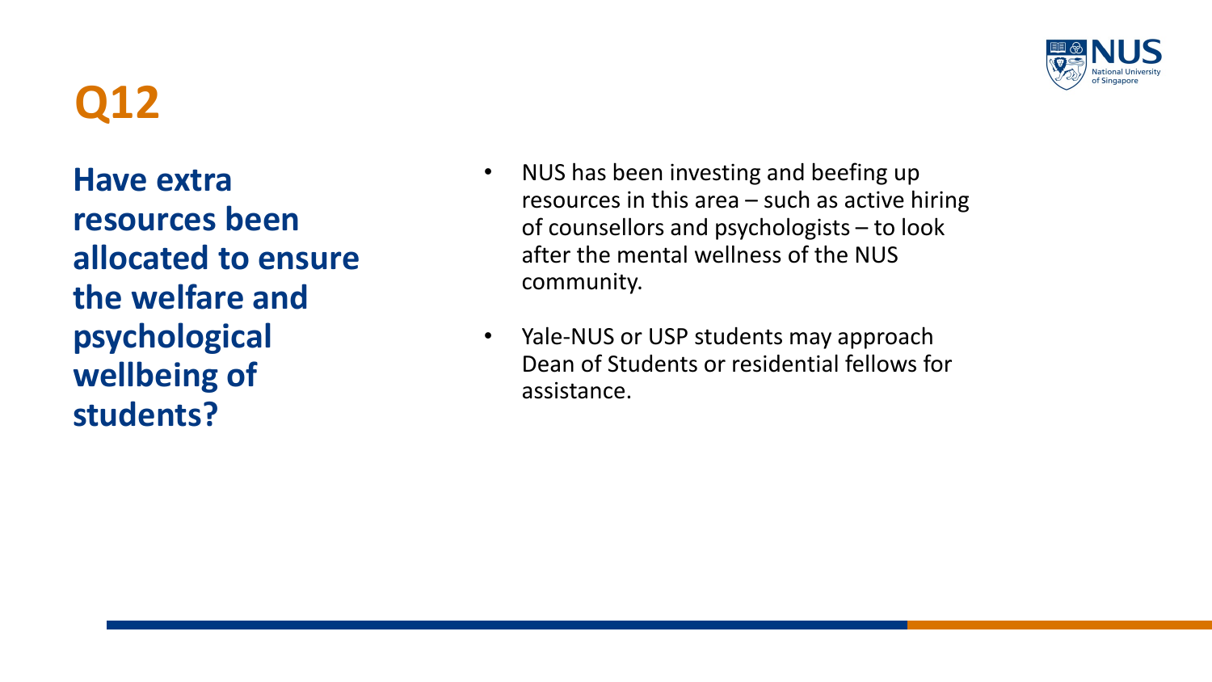# Q12

**Have extra resources been allocated to ensure the welfare and psychological wellbeing of students?**

- NUS has been investing and beefing up resources in this area – such as active hiring of counsellors and psychologists – to look after the mental wellness of the NUS community.
- Yale-NUS or USP students may approach Dean of Students or residential fellows for assistance.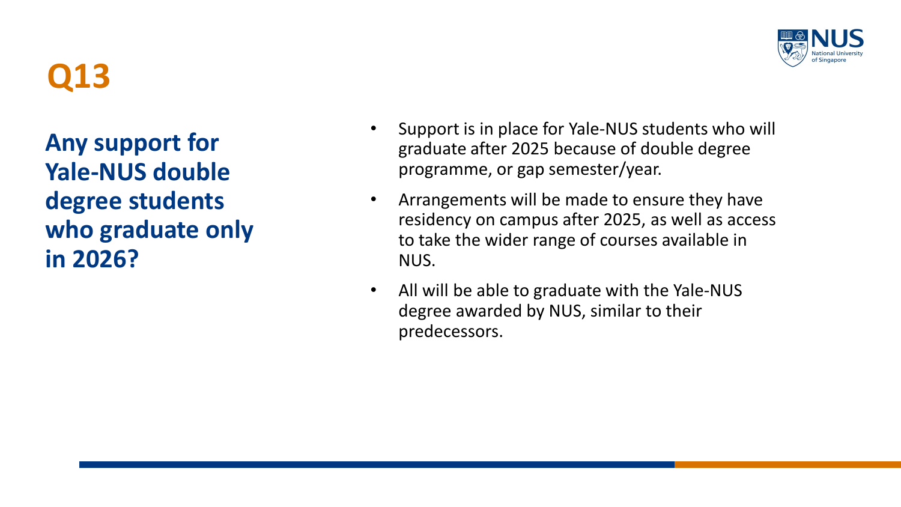# Q13

## Any support for Yale-NUS double degree students who graduate only in 2026?

- Support is in place for Yale-NUS students who will graduate after 2025 because of double degree programme, or gap semester/year.
- Arrangements will be made to ensure they have residency on campus after 2025, as well as access to take the wider range of courses available in NUS.
- All will be able to graduate with the Yale-NUS degree awarded by NUS, similar to their predecessors.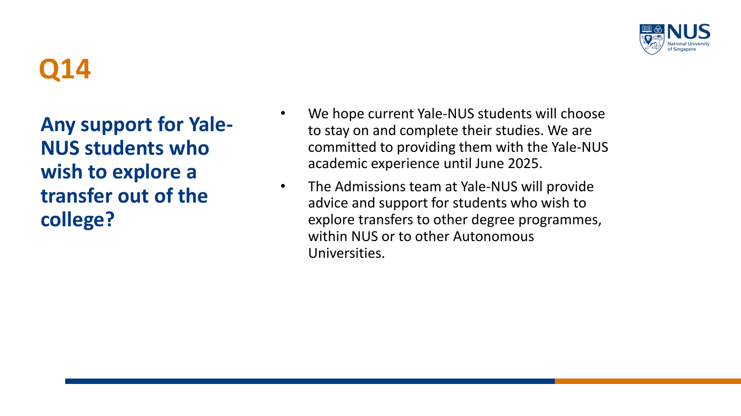# Q14

## Any support for Yale-NUS students who wish to explore a transfer out of the college?

- We hope current Yale-NUS students will choose to stay on and complete their studies. We are committed to providing them with the Yale-NUS academic experience until June 2025.
- The Admissions team at Yale-NUS will provide advice and support for students who wish to explore transfers to other degree programmes, within NUS or to other Autonomous Universities.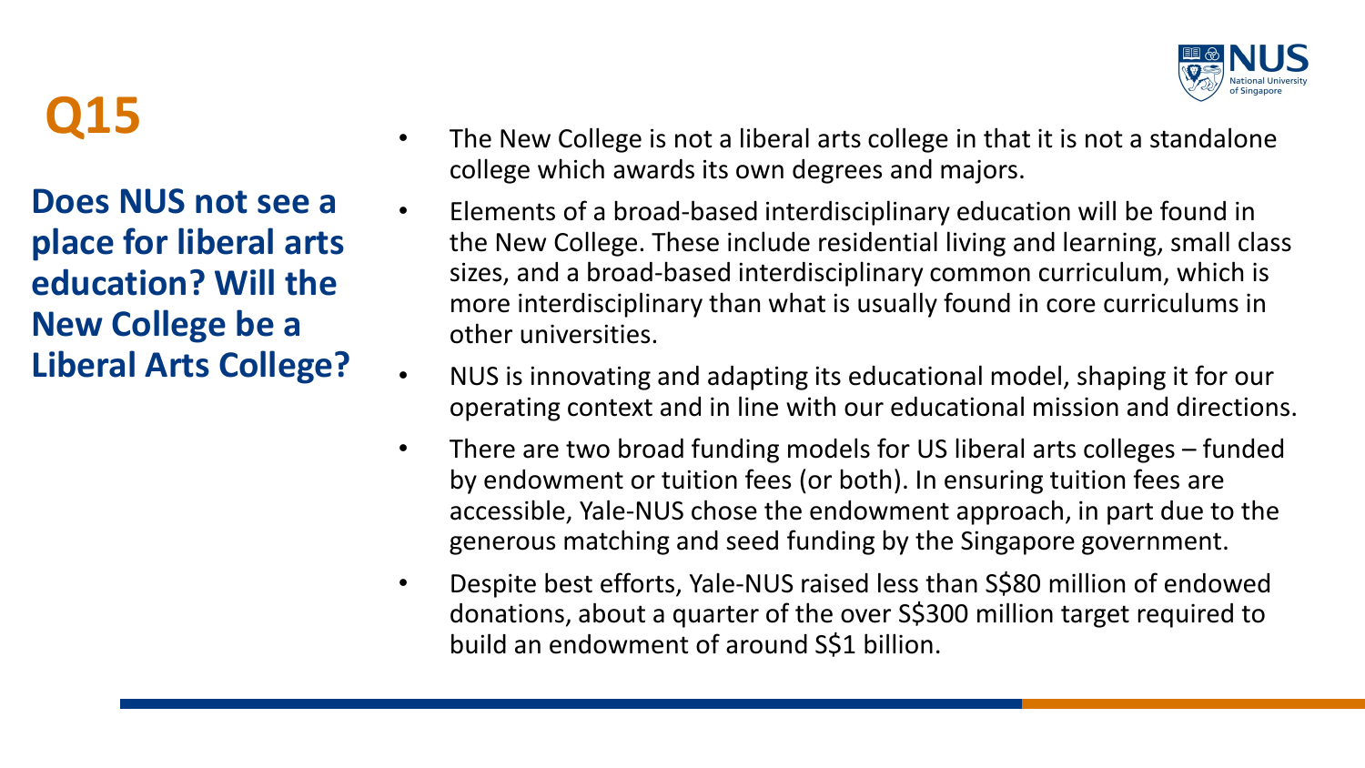# Q15

## Does NUS not see a place for liberal arts education? Will the New College be a Liberal Arts College?

- The New College is not a liberal arts college in that it is not a standalone college which awards its own degrees and majors.
- Elements of a broad-based interdisciplinary education will be found in the New College. These include residential living and learning, small class sizes, and a broad-based interdisciplinary common curriculum, which is more interdisciplinary than what is usually found in core curriculums in other universities.
- NUS is innovating and adapting its educational model, shaping it for our operating context and in line with our educational mission and directions.
- There are two broad funding models for US liberal arts colleges – funded by endowment or tuition fees (or both). In ensuring tuition fees are accessible, Yale-NUS chose the endowment approach, in part due to the generous matching and seed funding by the Singapore government.
- Despite best efforts, Yale-NUS raised less than S$80 million of endowed donations, about a quarter of the over S$300 million target required to build an endowment of around S$1 billion.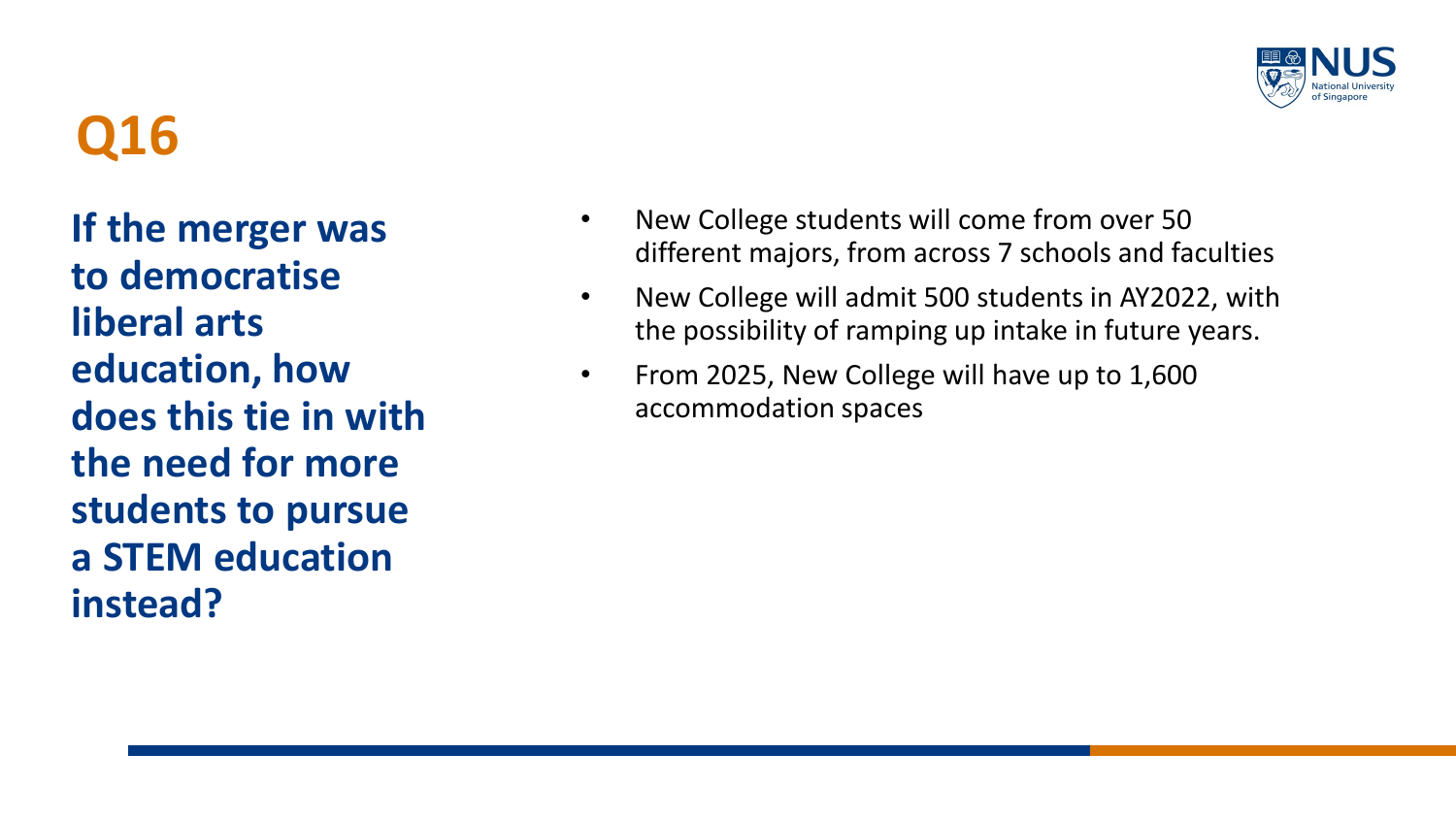# Q16

**If the merger was to democratise liberal arts education, how does this tie in with the need for more students to pursue a STEM education instead?**

- New College students will come from over 50 different majors, from across 7 schools and faculties
- New College will admit 500 students in AY2022, with the possibility of ramping up intake in future years.
- From 2025, New College will have up to 1,600 accommodation spaces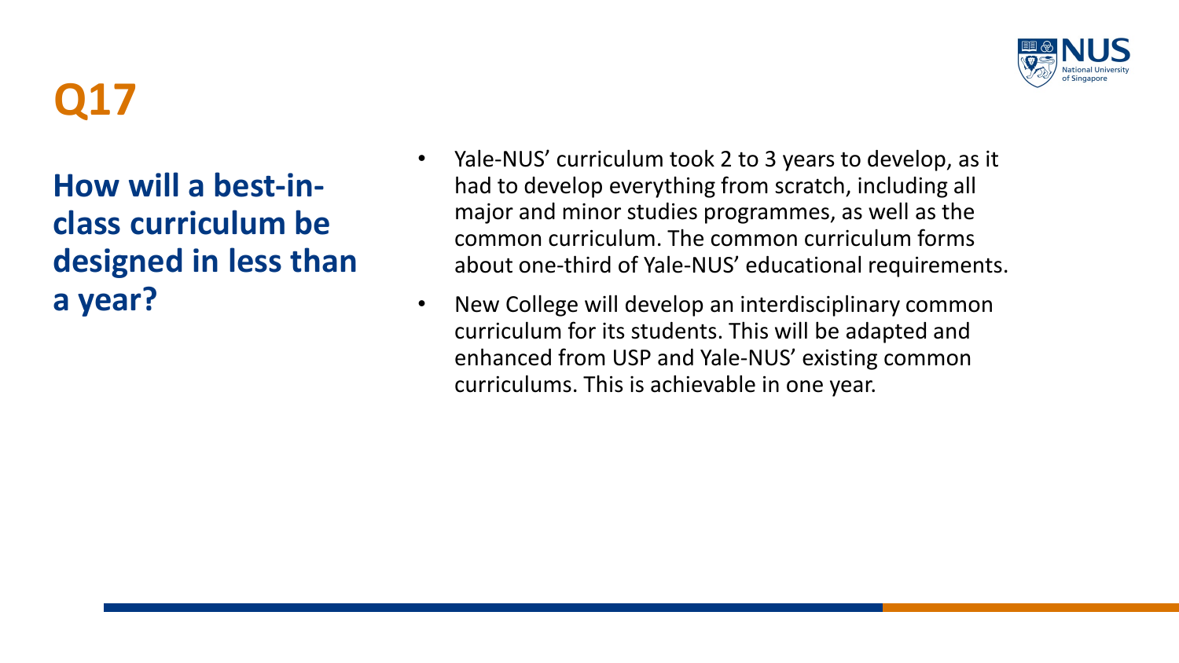# Q17

## How will a best-in-class curriculum be designed in less than a year?

- Yale-NUS' curriculum took 2 to 3 years to develop, as it had to develop everything from scratch, including all major and minor studies programmes, as well as the common curriculum. The common curriculum forms about one-third of Yale-NUS' educational requirements.
- New College will develop an interdisciplinary common curriculum for its students. This will be adapted and enhanced from USP and Yale-NUS' existing common curriculums. This is achievable in one year.